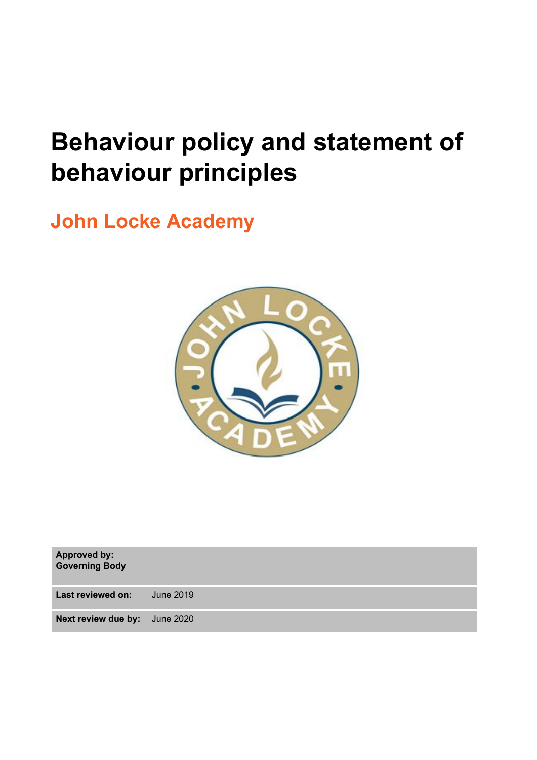# Behaviour policy and statement of behaviour principles

## John Locke Academy

| **Approved by: Governing Body** | |
|---|---|
| **Last reviewed on:** | June 2019 |
| **Next review due by:** | June 2020 |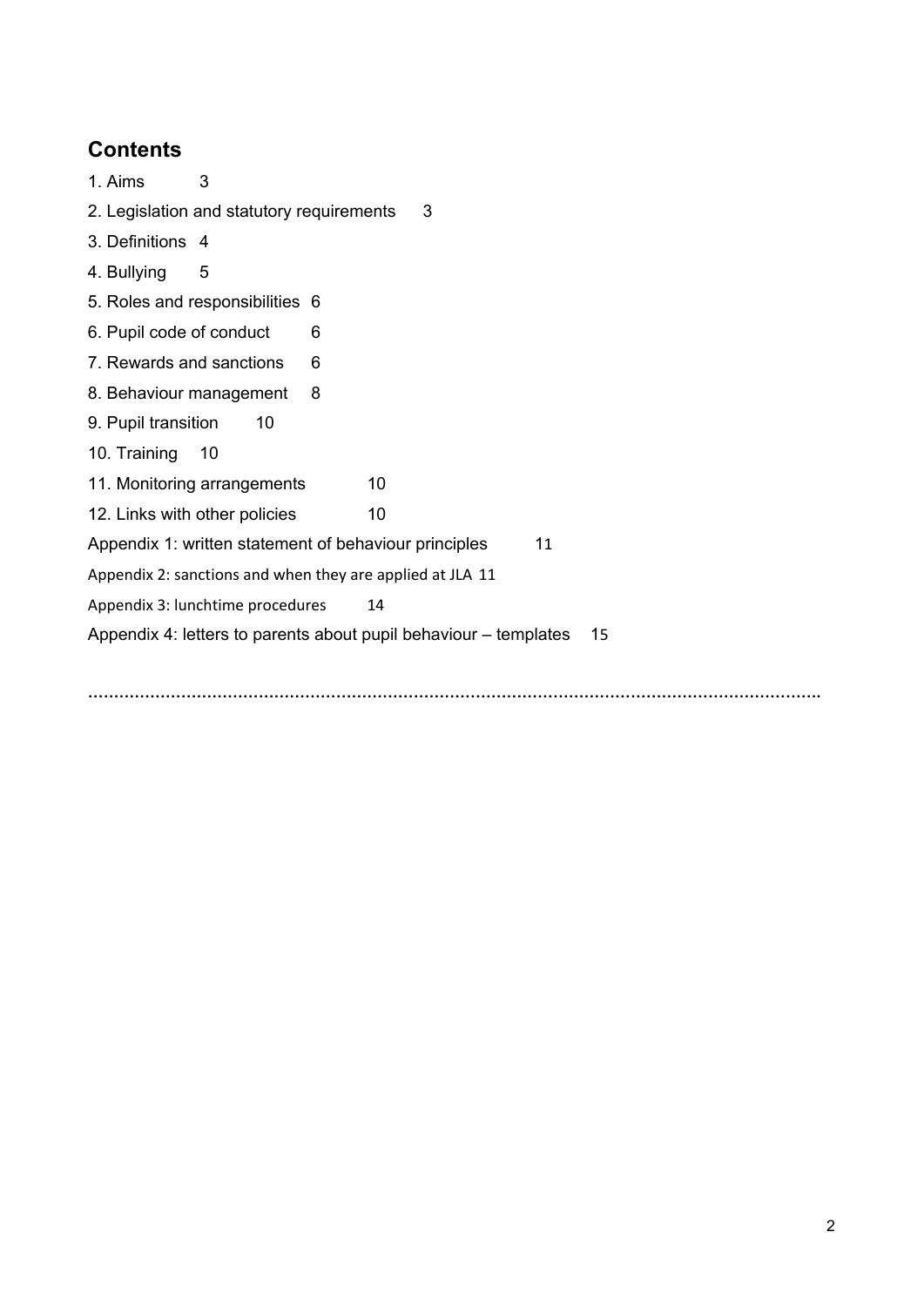## Contents

1. Aims 3
2. Legislation and statutory requirements 3
3. Definitions 4
4. Bullying 5
5. Roles and responsibilities 6
6. Pupil code of conduct 6
7. Rewards and sanctions 6
8. Behaviour management 8
9. Pupil transition 10
10. Training 10
11. Monitoring arrangements 10
12. Links with other policies 10

Appendix 1: written statement of behaviour principles 11

Appendix 2: sanctions and when they are applied at JLA 11

Appendix 3: lunchtime procedures 14

Appendix 4: letters to parents about pupil behaviour – templates 15

…………………………………………………………………………………………………………………………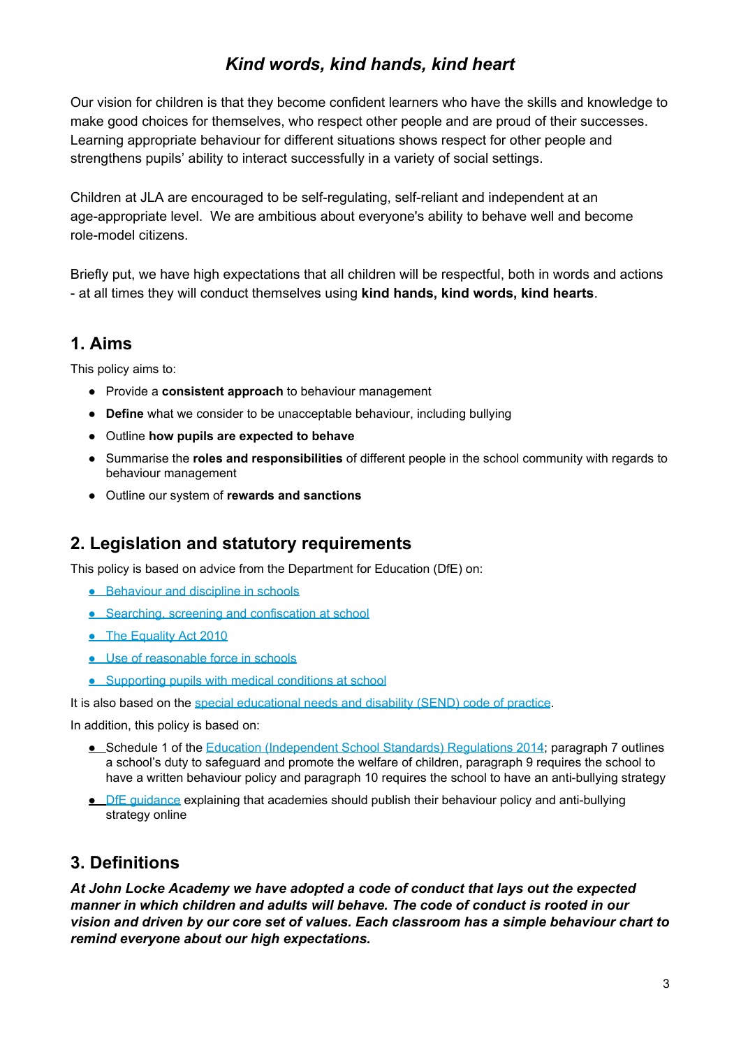## *Kind words, kind hands, kind heart*

Our vision for children is that they become confident learners who have the skills and knowledge to make good choices for themselves, who respect other people and are proud of their successes. Learning appropriate behaviour for different situations shows respect for other people and strengthens pupils' ability to interact successfully in a variety of social settings.

Children at JLA are encouraged to be self-regulating, self-reliant and independent at an age-appropriate level. We are ambitious about everyone's ability to behave well and become role-model citizens.

Briefly put, we have high expectations that all children will be respectful, both in words and actions - at all times they will conduct themselves using **kind hands, kind words, kind hearts**.

## 1. Aims

This policy aims to:

- Provide a **consistent approach** to behaviour management
- **Define** what we consider to be unacceptable behaviour, including bullying
- Outline **how pupils are expected to behave**
- Summarise the **roles and responsibilities** of different people in the school community with regards to behaviour management
- Outline our system of **rewards and sanctions**

## 2. Legislation and statutory requirements

This policy is based on advice from the Department for Education (DfE) on:

- Behaviour and discipline in schools
- Searching, screening and confiscation at school
- The Equality Act 2010
- Use of reasonable force in schools
- Supporting pupils with medical conditions at school

It is also based on the special educational needs and disability (SEND) code of practice.

In addition, this policy is based on:

- Schedule 1 of the Education (Independent School Standards) Regulations 2014; paragraph 7 outlines a school's duty to safeguard and promote the welfare of children, paragraph 9 requires the school to have a written behaviour policy and paragraph 10 requires the school to have an anti-bullying strategy
- DfE guidance explaining that academies should publish their behaviour policy and anti-bullying strategy online

## 3. Definitions

***At John Locke Academy we have adopted a code of conduct that lays out the expected manner in which children and adults will behave. The code of conduct is rooted in our vision and driven by our core set of values. Each classroom has a simple behaviour chart to remind everyone about our high expectations.***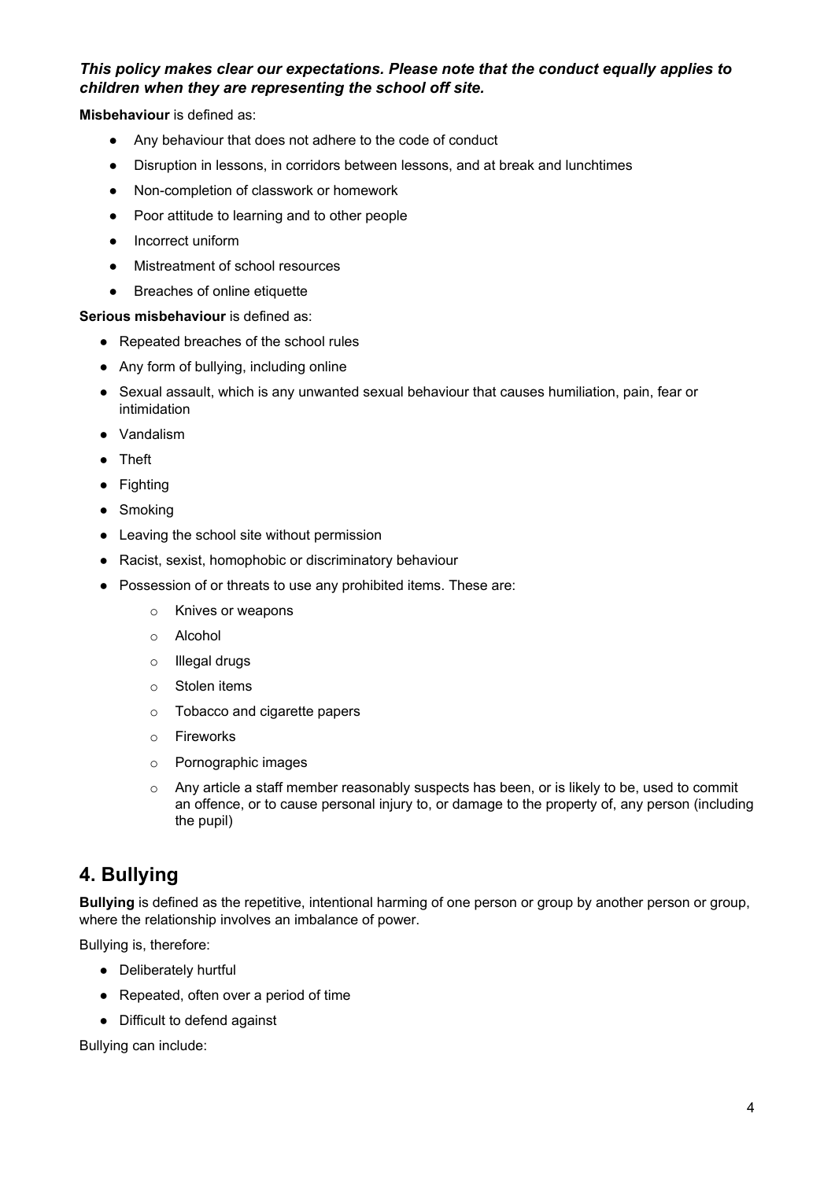***This policy makes clear our expectations. Please note that the conduct equally applies to children when they are representing the school off site.***

**Misbehaviour** is defined as:

- Any behaviour that does not adhere to the code of conduct
- Disruption in lessons, in corridors between lessons, and at break and lunchtimes
- Non-completion of classwork or homework
- Poor attitude to learning and to other people
- Incorrect uniform
- Mistreatment of school resources
- Breaches of online etiquette

**Serious misbehaviour** is defined as:

- Repeated breaches of the school rules
- Any form of bullying, including online
- Sexual assault, which is any unwanted sexual behaviour that causes humiliation, pain, fear or intimidation
- Vandalism
- Theft
- Fighting
- Smoking
- Leaving the school site without permission
- Racist, sexist, homophobic or discriminatory behaviour
- Possession of or threats to use any prohibited items. These are:
    - Knives or weapons
    - Alcohol
    - Illegal drugs
    - Stolen items
    - Tobacco and cigarette papers
    - Fireworks
    - Pornographic images
    - Any article a staff member reasonably suspects has been, or is likely to be, used to commit an offence, or to cause personal injury to, or damage to the property of, any person (including the pupil)

## 4. Bullying

**Bullying** is defined as the repetitive, intentional harming of one person or group by another person or group, where the relationship involves an imbalance of power.

Bullying is, therefore:

- Deliberately hurtful
- Repeated, often over a period of time
- Difficult to defend against

Bullying can include: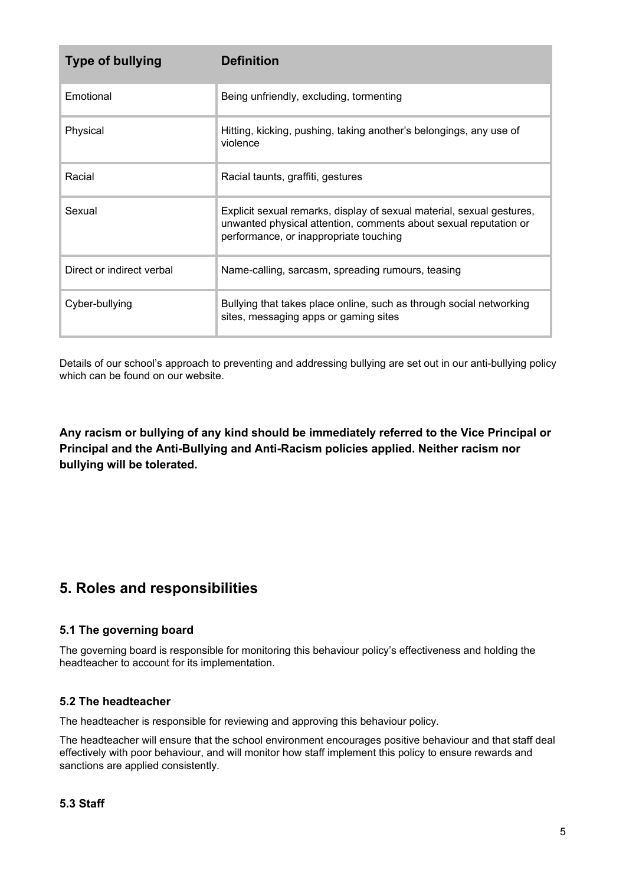| Type of bullying | Definition |
| --- | --- |
| Emotional | Being unfriendly, excluding, tormenting |
| Physical | Hitting, kicking, pushing, taking another's belongings, any use of violence |
| Racial | Racial taunts, graffiti, gestures |
| Sexual | Explicit sexual remarks, display of sexual material, sexual gestures, unwanted physical attention, comments about sexual reputation or performance, or inappropriate touching |
| Direct or indirect verbal | Name-calling, sarcasm, spreading rumours, teasing |
| Cyber-bullying | Bullying that takes place online, such as through social networking sites, messaging apps or gaming sites |

Details of our school's approach to preventing and addressing bullying are set out in our anti-bullying policy which can be found on our website.

**Any racism or bullying of any kind should be immediately referred to the Vice Principal or Principal and the Anti-Bullying and Anti-Racism policies applied. Neither racism nor bullying will be tolerated.**

## 5. Roles and responsibilities

### 5.1 The governing board

The governing board is responsible for monitoring this behaviour policy's effectiveness and holding the headteacher to account for its implementation.

### 5.2 The headteacher

The headteacher is responsible for reviewing and approving this behaviour policy.

The headteacher will ensure that the school environment encourages positive behaviour and that staff deal effectively with poor behaviour, and will monitor how staff implement this policy to ensure rewards and sanctions are applied consistently.

### 5.3 Staff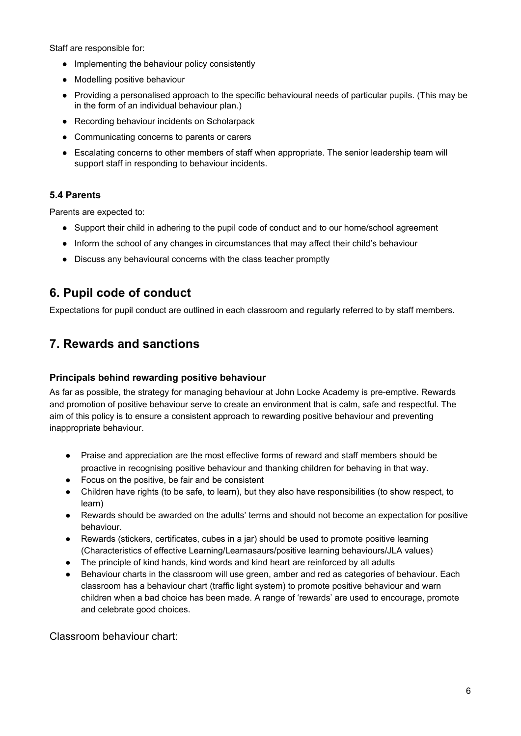Staff are responsible for:

- Implementing the behaviour policy consistently
- Modelling positive behaviour
- Providing a personalised approach to the specific behavioural needs of particular pupils. (This may be in the form of an individual behaviour plan.)
- Recording behaviour incidents on Scholarpack
- Communicating concerns to parents or carers
- Escalating concerns to other members of staff when appropriate. The senior leadership team will support staff in responding to behaviour incidents.

### 5.4 Parents

Parents are expected to:

- Support their child in adhering to the pupil code of conduct and to our home/school agreement
- Inform the school of any changes in circumstances that may affect their child's behaviour
- Discuss any behavioural concerns with the class teacher promptly

## 6. Pupil code of conduct

Expectations for pupil conduct are outlined in each classroom and regularly referred to by staff members.

## 7. Rewards and sanctions

### Principals behind rewarding positive behaviour

As far as possible, the strategy for managing behaviour at John Locke Academy is pre-emptive. Rewards and promotion of positive behaviour serve to create an environment that is calm, safe and respectful. The aim of this policy is to ensure a consistent approach to rewarding positive behaviour and preventing inappropriate behaviour.

- Praise and appreciation are the most effective forms of reward and staff members should be proactive in recognising positive behaviour and thanking children for behaving in that way.
- Focus on the positive, be fair and be consistent
- Children have rights (to be safe, to learn), but they also have responsibilities (to show respect, to learn)
- Rewards should be awarded on the adults' terms and should not become an expectation for positive behaviour.
- Rewards (stickers, certificates, cubes in a jar) should be used to promote positive learning (Characteristics of effective Learning/Learnasaurs/positive learning behaviours/JLA values)
- The principle of kind hands, kind words and kind heart are reinforced by all adults
- Behaviour charts in the classroom will use green, amber and red as categories of behaviour. Each classroom has a behaviour chart (traffic light system) to promote positive behaviour and warn children when a bad choice has been made. A range of 'rewards' are used to encourage, promote and celebrate good choices.

Classroom behaviour chart: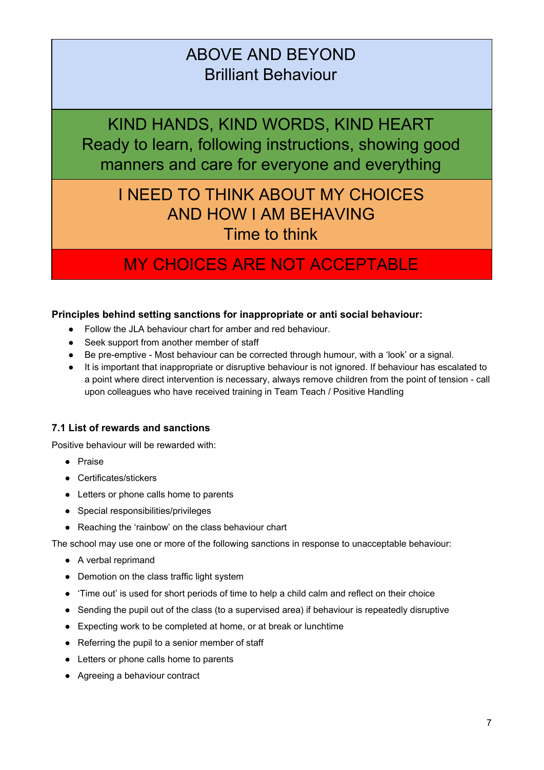| ABOVE AND BEYOND<br>Brilliant Behaviour |
| --- |
| KIND HANDS, KIND WORDS, KIND HEART<br>Ready to learn, following instructions, showing good manners and care for everyone and everything |
| I NEED TO THINK ABOUT MY CHOICES AND HOW I AM BEHAVING<br>Time to think |
| MY CHOICES ARE NOT ACCEPTABLE |

**Principles behind setting sanctions for inappropriate or anti social behaviour:**

- Follow the JLA behaviour chart for amber and red behaviour.
- Seek support from another member of staff
- Be pre-emptive - Most behaviour can be corrected through humour, with a 'look' or a signal.
- It is important that inappropriate or disruptive behaviour is not ignored. If behaviour has escalated to a point where direct intervention is necessary, always remove children from the point of tension - call upon colleagues who have received training in Team Teach / Positive Handling

### 7.1 List of rewards and sanctions

Positive behaviour will be rewarded with:

- Praise
- Certificates/stickers
- Letters or phone calls home to parents
- Special responsibilities/privileges
- Reaching the 'rainbow' on the class behaviour chart

The school may use one or more of the following sanctions in response to unacceptable behaviour:

- A verbal reprimand
- Demotion on the class traffic light system
- 'Time out' is used for short periods of time to help a child calm and reflect on their choice
- Sending the pupil out of the class (to a supervised area) if behaviour is repeatedly disruptive
- Expecting work to be completed at home, or at break or lunchtime
- Referring the pupil to a senior member of staff
- Letters or phone calls home to parents
- Agreeing a behaviour contract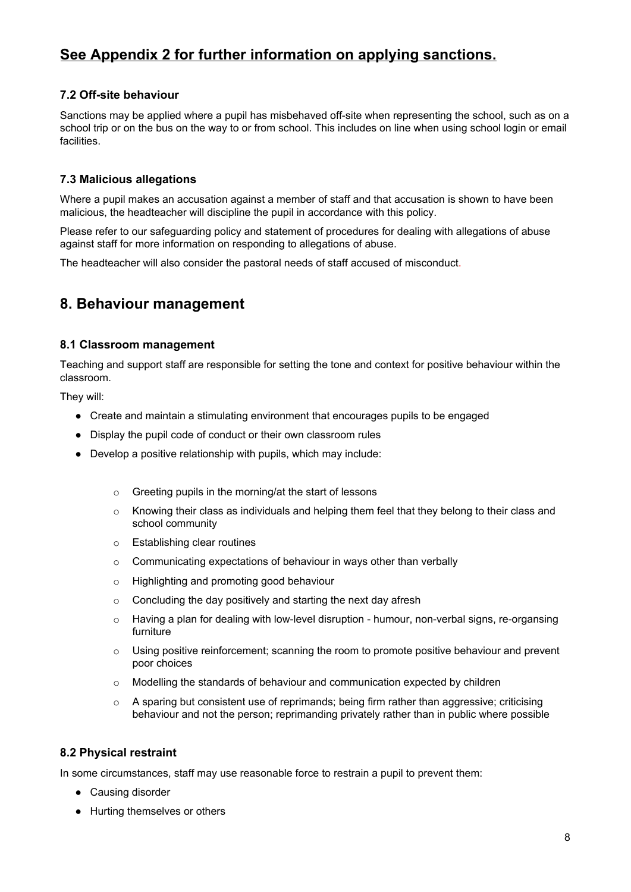## **See Appendix 2 for further information on applying sanctions.**

### 7.2 Off-site behaviour

Sanctions may be applied where a pupil has misbehaved off-site when representing the school, such as on a school trip or on the bus on the way to or from school. This includes on line when using school login or email facilities.

### 7.3 Malicious allegations

Where a pupil makes an accusation against a member of staff and that accusation is shown to have been malicious, the headteacher will discipline the pupil in accordance with this policy.

Please refer to our safeguarding policy and statement of procedures for dealing with allegations of abuse against staff for more information on responding to allegations of abuse.

The headteacher will also consider the pastoral needs of staff accused of misconduct.

## 8. Behaviour management

### 8.1 Classroom management

Teaching and support staff are responsible for setting the tone and context for positive behaviour within the classroom.

They will:

- Create and maintain a stimulating environment that encourages pupils to be engaged
- Display the pupil code of conduct or their own classroom rules
- Develop a positive relationship with pupils, which may include:
    - Greeting pupils in the morning/at the start of lessons
    - Knowing their class as individuals and helping them feel that they belong to their class and school community
    - Establishing clear routines
    - Communicating expectations of behaviour in ways other than verbally
    - Highlighting and promoting good behaviour
    - Concluding the day positively and starting the next day afresh
    - Having a plan for dealing with low-level disruption - humour, non-verbal signs, re-organsing furniture
    - Using positive reinforcement; scanning the room to promote positive behaviour and prevent poor choices
    - Modelling the standards of behaviour and communication expected by children
    - A sparing but consistent use of reprimands; being firm rather than aggressive; criticising behaviour and not the person; reprimanding privately rather than in public where possible

### 8.2 Physical restraint

In some circumstances, staff may use reasonable force to restrain a pupil to prevent them:

- Causing disorder
- Hurting themselves or others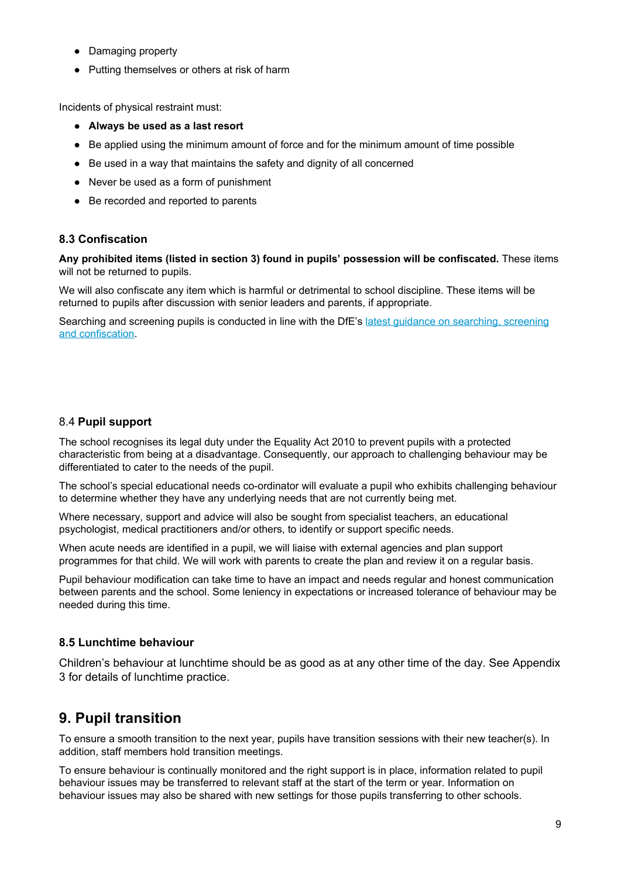- Damaging property
- Putting themselves or others at risk of harm

Incidents of physical restraint must:

- **Always be used as a last resort**
- Be applied using the minimum amount of force and for the minimum amount of time possible
- Be used in a way that maintains the safety and dignity of all concerned
- Never be used as a form of punishment
- Be recorded and reported to parents

### 8.3 Confiscation

**Any prohibited items (listed in section 3) found in pupils' possession will be confiscated.** These items will not be returned to pupils.

We will also confiscate any item which is harmful or detrimental to school discipline. These items will be returned to pupils after discussion with senior leaders and parents, if appropriate.

Searching and screening pupils is conducted in line with the DfE's latest guidance on searching, screening and confiscation.

### 8.4 **Pupil support**

The school recognises its legal duty under the Equality Act 2010 to prevent pupils with a protected characteristic from being at a disadvantage. Consequently, our approach to challenging behaviour may be differentiated to cater to the needs of the pupil.

The school's special educational needs co-ordinator will evaluate a pupil who exhibits challenging behaviour to determine whether they have any underlying needs that are not currently being met.

Where necessary, support and advice will also be sought from specialist teachers, an educational psychologist, medical practitioners and/or others, to identify or support specific needs.

When acute needs are identified in a pupil, we will liaise with external agencies and plan support programmes for that child. We will work with parents to create the plan and review it on a regular basis.

Pupil behaviour modification can take time to have an impact and needs regular and honest communication between parents and the school. Some leniency in expectations or increased tolerance of behaviour may be needed during this time.

### 8.5 Lunchtime behaviour

Children's behaviour at lunchtime should be as good as at any other time of the day. See Appendix 3 for details of lunchtime practice.

## 9. Pupil transition

To ensure a smooth transition to the next year, pupils have transition sessions with their new teacher(s). In addition, staff members hold transition meetings.

To ensure behaviour is continually monitored and the right support is in place, information related to pupil behaviour issues may be transferred to relevant staff at the start of the term or year. Information on behaviour issues may also be shared with new settings for those pupils transferring to other schools.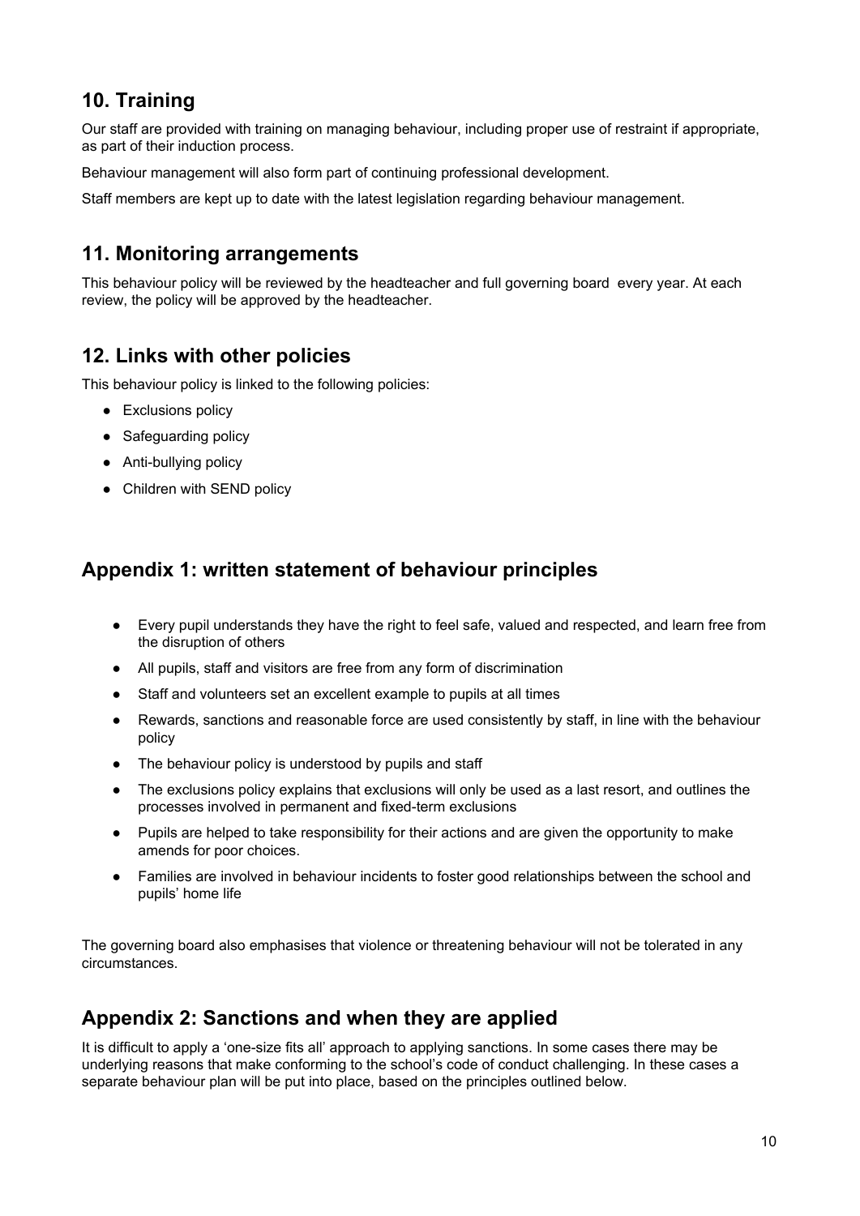## 10. Training

Our staff are provided with training on managing behaviour, including proper use of restraint if appropriate, as part of their induction process.

Behaviour management will also form part of continuing professional development.

Staff members are kept up to date with the latest legislation regarding behaviour management.

## 11. Monitoring arrangements

This behaviour policy will be reviewed by the headteacher and full governing board every year. At each review, the policy will be approved by the headteacher.

## 12. Links with other policies

This behaviour policy is linked to the following policies:

- Exclusions policy
- Safeguarding policy
- Anti-bullying policy
- Children with SEND policy

## Appendix 1: written statement of behaviour principles

- Every pupil understands they have the right to feel safe, valued and respected, and learn free from the disruption of others
- All pupils, staff and visitors are free from any form of discrimination
- Staff and volunteers set an excellent example to pupils at all times
- Rewards, sanctions and reasonable force are used consistently by staff, in line with the behaviour policy
- The behaviour policy is understood by pupils and staff
- The exclusions policy explains that exclusions will only be used as a last resort, and outlines the processes involved in permanent and fixed-term exclusions
- Pupils are helped to take responsibility for their actions and are given the opportunity to make amends for poor choices.
- Families are involved in behaviour incidents to foster good relationships between the school and pupils' home life

The governing board also emphasises that violence or threatening behaviour will not be tolerated in any circumstances.

## Appendix 2: Sanctions and when they are applied

It is difficult to apply a 'one-size fits all' approach to applying sanctions. In some cases there may be underlying reasons that make conforming to the school's code of conduct challenging. In these cases a separate behaviour plan will be put into place, based on the principles outlined below.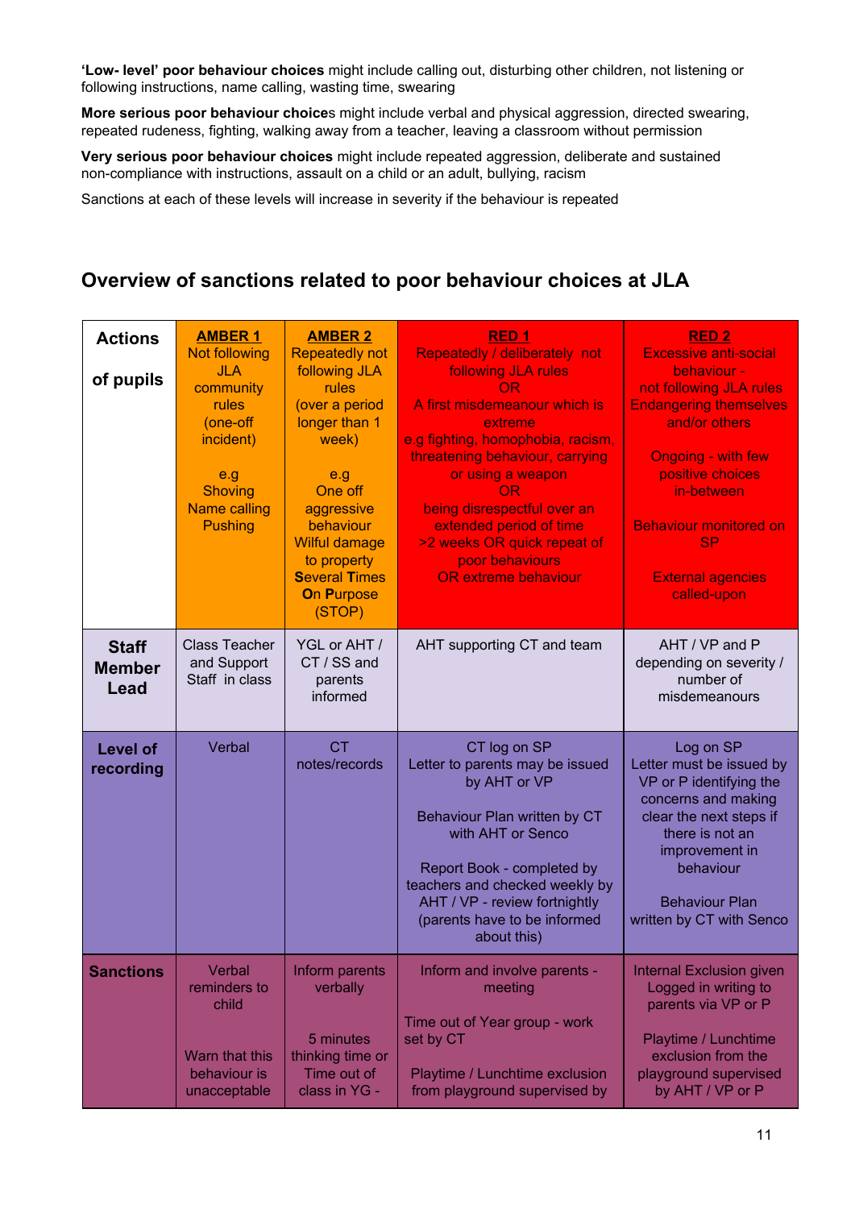**'Low- level' poor behaviour choices** might include calling out, disturbing other children, not listening or following instructions, name calling, wasting time, swearing

**More serious poor behaviour choice**s might include verbal and physical aggression, directed swearing, repeated rudeness, fighting, walking away from a teacher, leaving a classroom without permission

**Very serious poor behaviour choices** might include repeated aggression, deliberate and sustained non-compliance with instructions, assault on a child or an adult, bullying, racism

Sanctions at each of these levels will increase in severity if the behaviour is repeated

## Overview of sanctions related to poor behaviour choices at JLA

| **Actions of pupils** | **AMBER 1** Not following JLA community rules (one-off incident) e.g Shoving Name calling Pushing | **AMBER 2** Repeatedly not following JLA rules (over a period longer than 1 week) e.g One off aggressive behaviour Wilful damage to property **S**everal **T**imes **O**n **P**urpose (STOP) | **RED 1** Repeatedly / deliberately not following JLA rules OR A first misdemeanour which is extreme e.g fighting, homophobia, racism, threatening behaviour, carrying or using a weapon OR being disrespectful over an extended period of time >2 weeks OR quick repeat of poor behaviours OR extreme behaviour | **RED 2** Excessive anti-social behaviour - not following JLA rules Endangering themselves and/or others Ongoing - with few positive choices in-between Behaviour monitored on SP External agencies called-upon |
|---|---|---|---|---|
| **Staff Member Lead** | Class Teacher and Support Staff in class | YGL or AHT / CT / SS and parents informed | AHT supporting CT and team | AHT / VP and P depending on severity / number of misdemeanours |
| **Level of recording** | Verbal | CT notes/records | CT log on SP Letter to parents may be issued by AHT or VP Behaviour Plan written by CT with AHT or Senco Report Book - completed by teachers and checked weekly by AHT / VP - review fortnightly (parents have to be informed about this) | Log on SP Letter must be issued by VP or P identifying the concerns and making clear the next steps if there is not an improvement in behaviour Behaviour Plan written by CT with Senco |
| **Sanctions** | Verbal reminders to child Warn that this behaviour is unacceptable | Inform parents verbally 5 minutes thinking time or Time out of class in YG - | Inform and involve parents - meeting Time out of Year group - work set by CT Playtime / Lunchtime exclusion from playground supervised by | Internal Exclusion given Logged in writing to parents via VP or P Playtime / Lunchtime exclusion from the playground supervised by AHT / VP or P |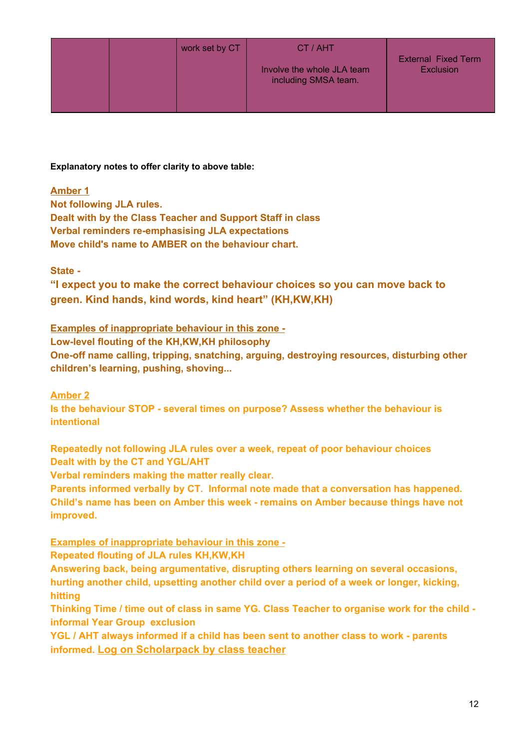|  |  | work set by CT | CT / AHT<br><br>Involve the whole JLA team including SMSA team. | External Fixed Term Exclusion |
|---|---|---|---|---|

**Explanatory notes to offer clarity to above table:**

**Amber 1**
**Not following JLA rules.**
**Dealt with by the Class Teacher and Support Staff in class**
**Verbal reminders re-emphasising JLA expectations**
**Move child's name to AMBER on the behaviour chart.**

**State -**
**"I expect you to make the correct behaviour choices so you can move back to green. Kind hands, kind words, kind heart" (KH,KW,KH)**

**Examples of inappropriate behaviour in this zone -**
**Low-level flouting of the KH,KW,KH philosophy**
**One-off name calling, tripping, snatching, arguing, destroying resources, disturbing other children's learning, pushing, shoving...**

**Amber 2**
**Is the behaviour STOP - several times on purpose? Assess whether the behaviour is intentional**

**Repeatedly not following JLA rules over a week, repeat of poor behaviour choices**
**Dealt with by the CT and YGL/AHT**
**Verbal reminders making the matter really clear.**
**Parents informed verbally by CT. Informal note made that a conversation has happened.**
**Child's name has been on Amber this week - remains on Amber because things have not improved.**

**Examples of inappropriate behaviour in this zone -**
**Repeated flouting of JLA rules KH,KW,KH**
**Answering back, being argumentative, disrupting others learning on several occasions, hurting another child, upsetting another child over a period of a week or longer, kicking, hitting**
**Thinking Time / time out of class in same YG. Class Teacher to organise work for the child - informal Year Group exclusion**
**YGL / AHT always informed if a child has been sent to another class to work - parents informed. Log on Scholarpack by class teacher**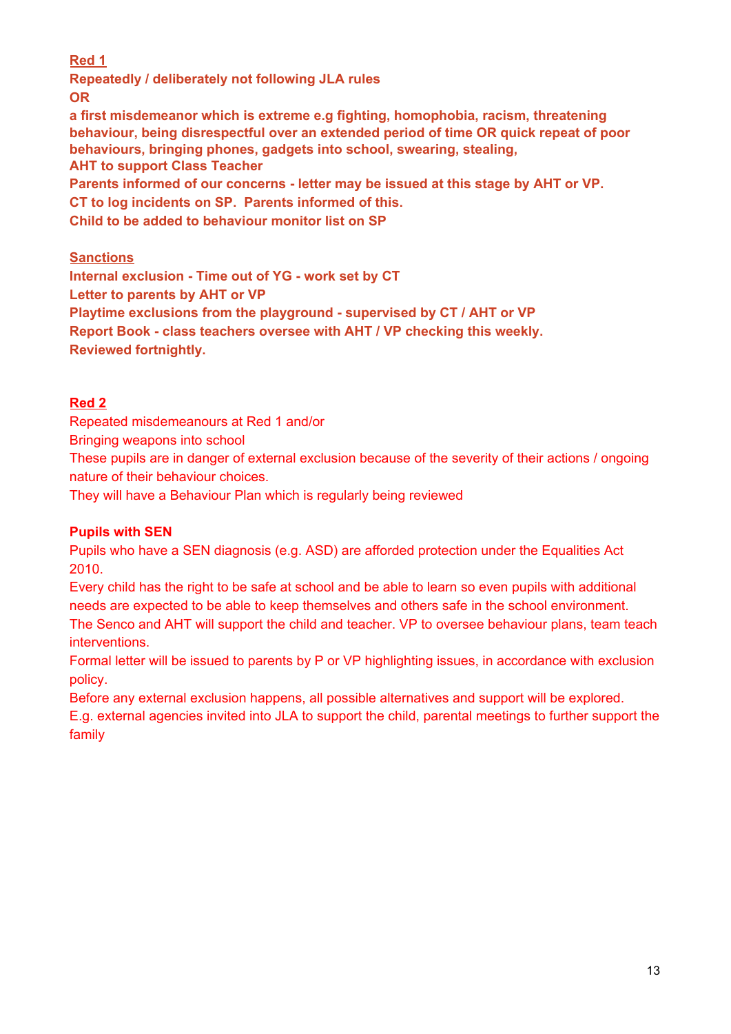**Red 1**

**Repeatedly / deliberately not following JLA rules**

**OR**

**a first misdemeanor which is extreme e.g fighting, homophobia, racism, threatening behaviour, being disrespectful over an extended period of time OR quick repeat of poor behaviours, bringing phones, gadgets into school, swearing, stealing,**

**AHT to support Class Teacher**

**Parents informed of our concerns - letter may be issued at this stage by AHT or VP.**

**CT to log incidents on SP. Parents informed of this.**

**Child to be added to behaviour monitor list on SP**

**Sanctions**

**Internal exclusion - Time out of YG - work set by CT**

**Letter to parents by AHT or VP**

**Playtime exclusions from the playground - supervised by CT / AHT or VP**

**Report Book - class teachers oversee with AHT / VP checking this weekly.**

**Reviewed fortnightly.**

**Red 2**

Repeated misdemeanours at Red 1 and/or

Bringing weapons into school

These pupils are in danger of external exclusion because of the severity of their actions / ongoing nature of their behaviour choices.

They will have a Behaviour Plan which is regularly being reviewed

**Pupils with SEN**

Pupils who have a SEN diagnosis (e.g. ASD) are afforded protection under the Equalities Act 2010.

Every child has the right to be safe at school and be able to learn so even pupils with additional needs are expected to be able to keep themselves and others safe in the school environment.

The Senco and AHT will support the child and teacher. VP to oversee behaviour plans, team teach interventions.

Formal letter will be issued to parents by P or VP highlighting issues, in accordance with exclusion policy.

Before any external exclusion happens, all possible alternatives and support will be explored.

E.g. external agencies invited into JLA to support the child, parental meetings to further support the family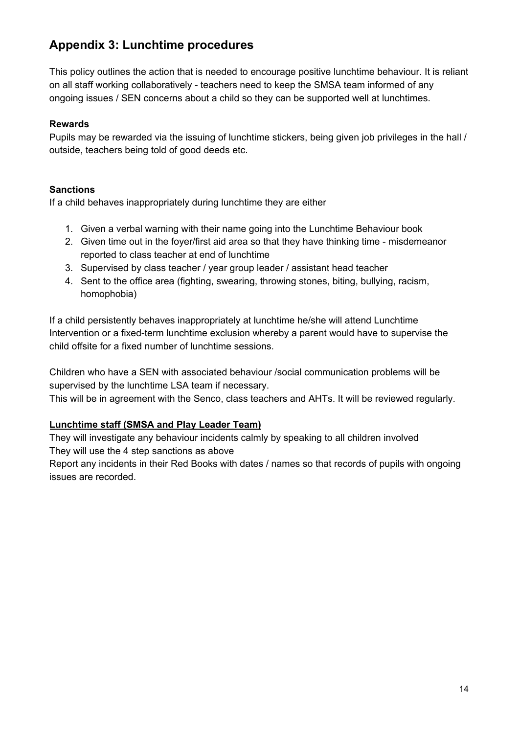## Appendix 3: Lunchtime procedures

This policy outlines the action that is needed to encourage positive lunchtime behaviour. It is reliant on all staff working collaboratively - teachers need to keep the SMSA team informed of any ongoing issues / SEN concerns about a child so they can be supported well at lunchtimes.

**Rewards**
Pupils may be rewarded via the issuing of lunchtime stickers, being given job privileges in the hall / outside, teachers being told of good deeds etc.

**Sanctions**
If a child behaves inappropriately during lunchtime they are either

1. Given a verbal warning with their name going into the Lunchtime Behaviour book
2. Given time out in the foyer/first aid area so that they have thinking time - misdemeanor reported to class teacher at end of lunchtime
3. Supervised by class teacher / year group leader / assistant head teacher
4. Sent to the office area (fighting, swearing, throwing stones, biting, bullying, racism, homophobia)

If a child persistently behaves inappropriately at lunchtime he/she will attend Lunchtime Intervention or a fixed-term lunchtime exclusion whereby a parent would have to supervise the child offsite for a fixed number of lunchtime sessions.

Children who have a SEN with associated behaviour /social communication problems will be supervised by the lunchtime LSA team if necessary.
This will be in agreement with the Senco, class teachers and AHTs. It will be reviewed regularly.

**Lunchtime staff (SMSA and Play Leader Team)**
They will investigate any behaviour incidents calmly by speaking to all children involved
They will use the 4 step sanctions as above
Report any incidents in their Red Books with dates / names so that records of pupils with ongoing issues are recorded.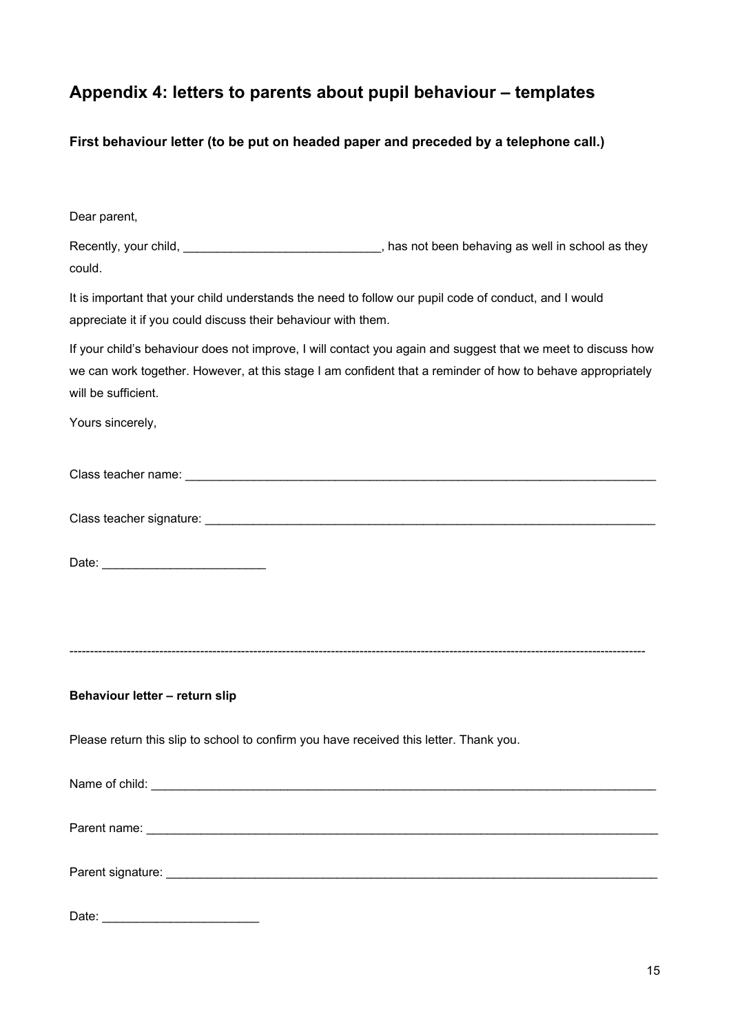## Appendix 4: letters to parents about pupil behaviour – templates

**First behaviour letter (to be put on headed paper and preceded by a telephone call.)**

Dear parent,

Recently, your child, _____________________________, has not been behaving as well in school as they could.

It is important that your child understands the need to follow our pupil code of conduct, and I would appreciate it if you could discuss their behaviour with them.

If your child's behaviour does not improve, I will contact you again and suggest that we meet to discuss how we can work together. However, at this stage I am confident that a reminder of how to behave appropriately will be sufficient.

Yours sincerely,

Class teacher name: ___________________________________________________________________

Class teacher signature: ________________________________________________________________

Date: ________________________

---

**Behaviour letter – return slip**

Please return this slip to school to confirm you have received this letter. Thank you.

Name of child: _______________________________________________________________________

Parent name: _________________________________________________________________________

Parent signature: ______________________________________________________________________

Date: _______________________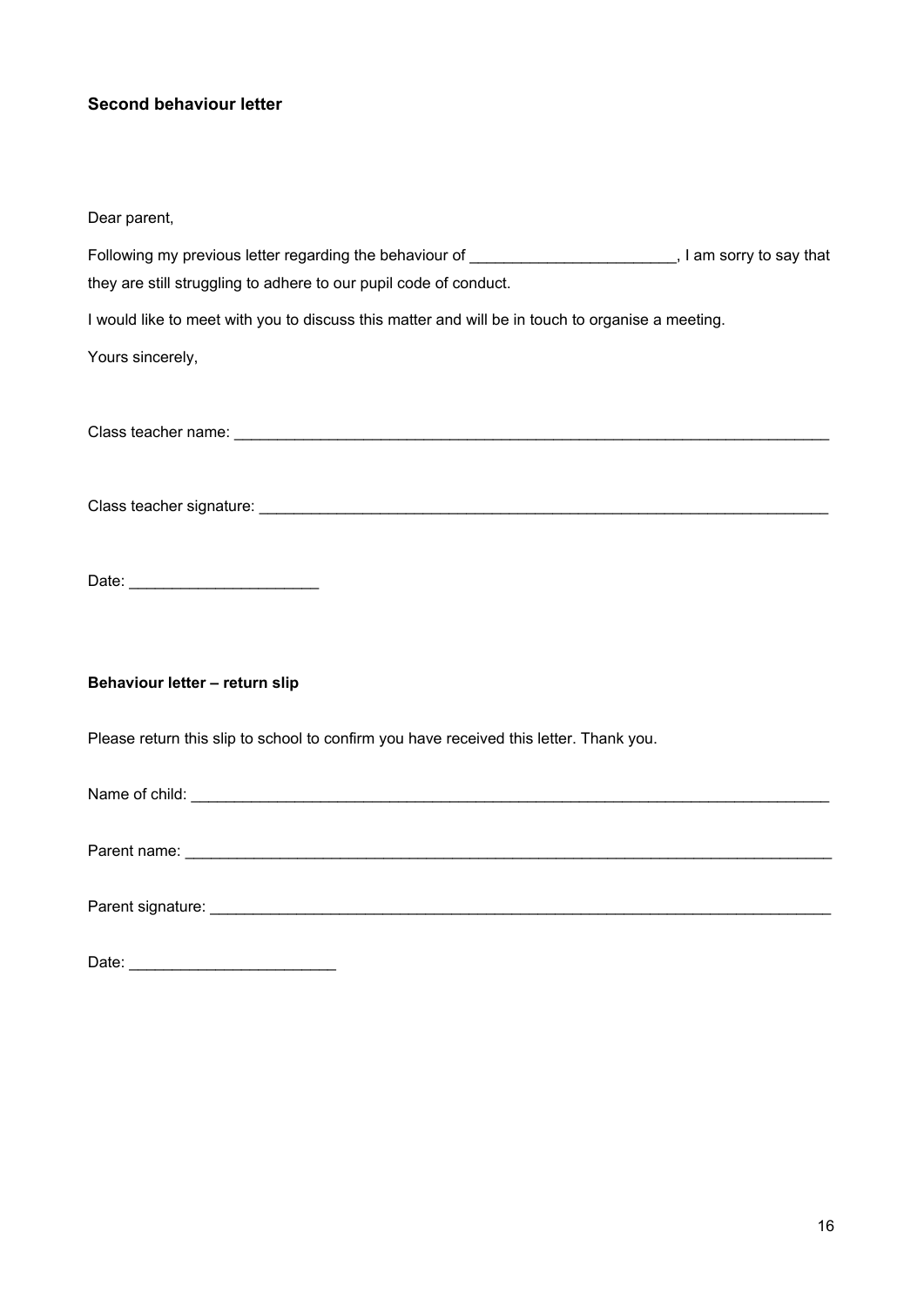**Second behaviour letter**

Dear parent,

Following my previous letter regarding the behaviour of ________________________, I am sorry to say that they are still struggling to adhere to our pupil code of conduct.

I would like to meet with you to discuss this matter and will be in touch to organise a meeting.

Yours sincerely,

Class teacher name: ___________________________________________________________________

Class teacher signature: _______________________________________________________________

Date: ______________________

**Behaviour letter – return slip**

Please return this slip to school to confirm you have received this letter. Thank you.

Name of child: _______________________________________________________________________

Parent name: _________________________________________________________________________

Parent signature: _____________________________________________________________________

Date: ________________________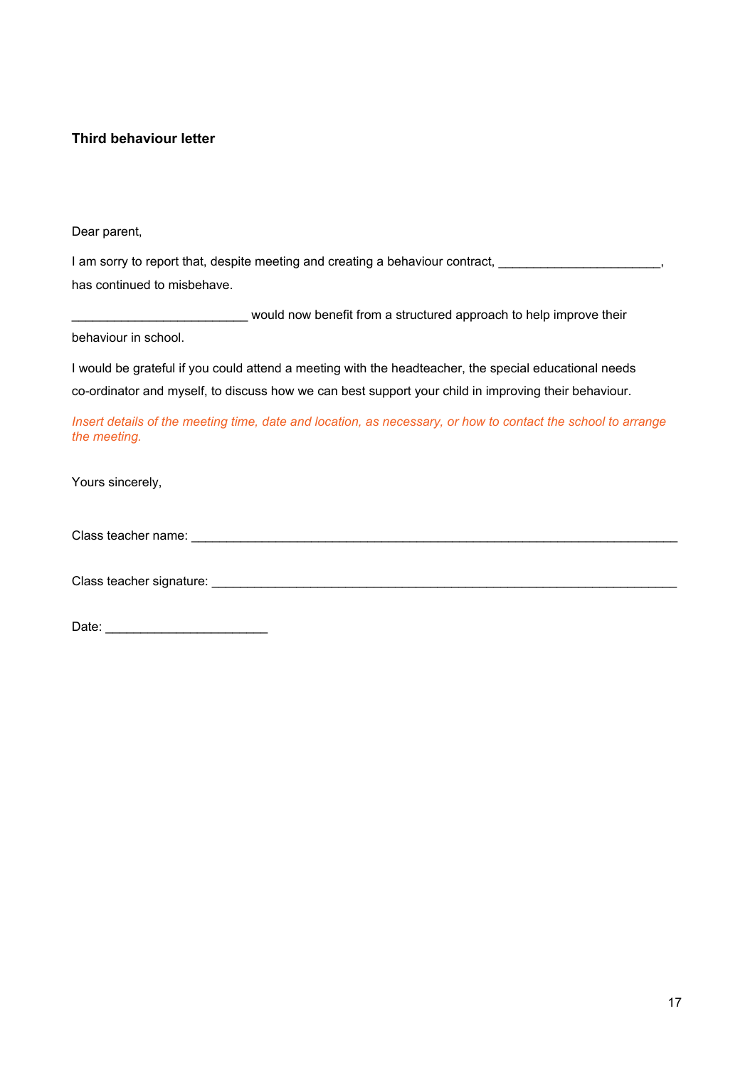**Third behaviour letter**

Dear parent,

I am sorry to report that, despite meeting and creating a behaviour contract, ______________________, has continued to misbehave.

________________________ would now benefit from a structured approach to help improve their behaviour in school.

I would be grateful if you could attend a meeting with the headteacher, the special educational needs co-ordinator and myself, to discuss how we can best support your child in improving their behaviour.

*Insert details of the meeting time, date and location, as necessary, or how to contact the school to arrange the meeting.*

Yours sincerely,

Class teacher name: ____________________________________________________________________

Class teacher signature: ________________________________________________________________

Date: ______________________